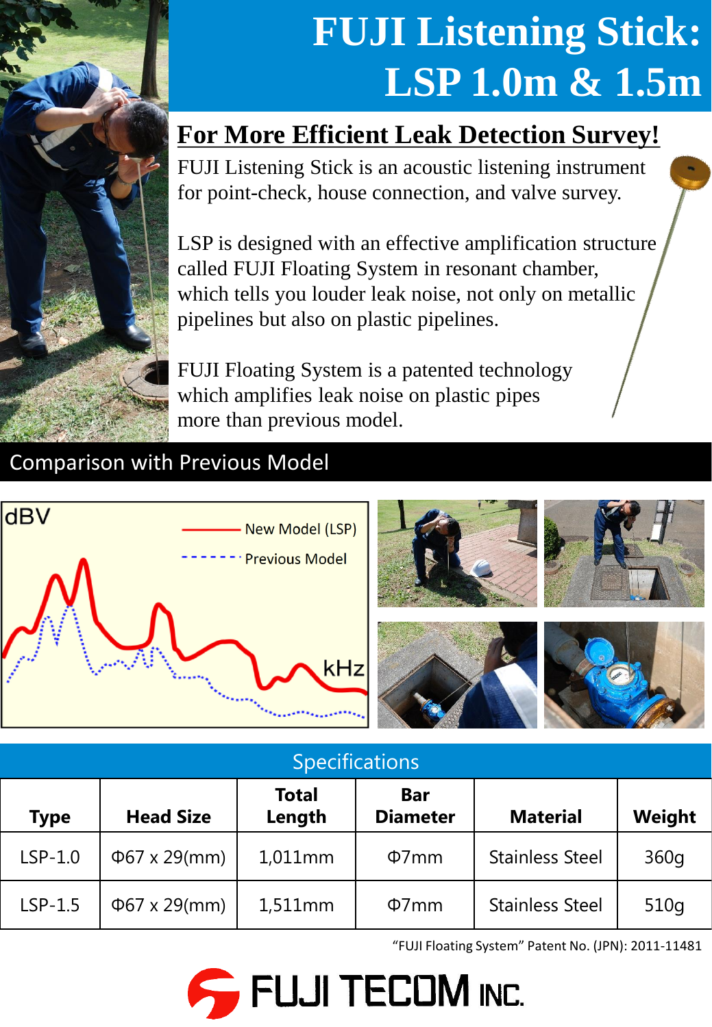# FUJI Listening Stick: LSP 1.0m & 1.5m

## For More Efficient Leak Detection Survey!

FUJI Listening Stick is an acoustic listening instrument for point-check, house connection, and valve survey.

LSP is designed with an effective amplification structure called FUJI Floating System in resonant chamber, which tells you louder leak noise, not only on metallic pipelines but also on plastic pipelines.

FUJI Floating System is a patented technology which amplifies leak noise on plastic pipes more than previous model.

## Comparison with Previous Model

dBV

New Model (LSP)

Previous Model

kHz

## Specifications

| Type | Head Size | Total Length | Bar Diameter | Material | Weight |
|---|---|---|---|---|---|
| LSP-1.0 | Φ67 x 29(mm) | 1,011mm | Φ7mm | Stainless Steel | 360g |
| LSP-1.5 | Φ67 x 29(mm) | 1,511mm | Φ7mm | Stainless Steel | 510g |

“FUJI Floating System” Patent No. (JPN): 2011-11481

FUJI TECOM INC.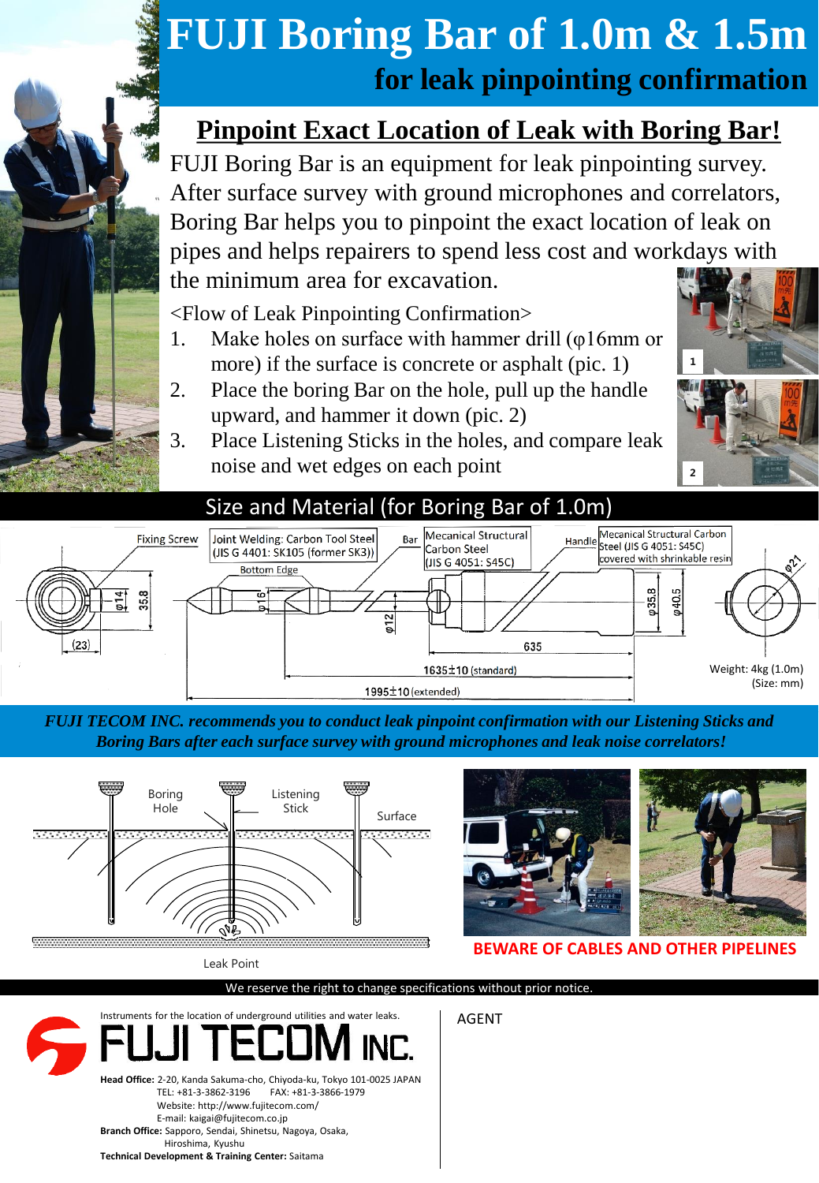# FUJI Boring Bar of 1.0m & 1.5m

## for leak pinpointing confirmation

### Pinpoint Exact Location of Leak with Boring Bar!

FUJI Boring Bar is an equipment for leak pinpointing survey. After surface survey with ground microphones and correlators, Boring Bar helps you to pinpoint the exact location of leak on pipes and helps repairers to spend less cost and workdays with the minimum area for excavation.

<Flow of Leak Pinpointing Confirmation>

1. Make holes on surface with hammer drill (φ16mm or more) if the surface is concrete or asphalt (pic. 1)
2. Place the boring Bar on the hole, pull up the handle upward, and hammer it down (pic. 2)
3. Place Listening Sticks in the holes, and compare leak noise and wet edges on each point

1

2

## Size and Material (for Boring Bar of 1.0m)

Fixing Screw

Joint Welding: Carbon Tool Steel (JIS G 4401: SK105 (former SK3))

Bar

Mecanical Structural Carbon Steel (JIS G 4051: S45C)

Handle

Mecanical Structural Carbon Steel (JIS G 4051: S45C) covered with shrinkable resin

Bottom Edge

φ14

35.8

(23)

φ16

φ12

635

φ35.8

φ40.5

φ21

1635±10 (standard)

1995±10 (extended)

Weight: 4kg (1.0m)
(Size: mm)

***FUJI TECOM INC. recommends you to conduct leak pinpoint confirmation with our Listening Sticks and Boring Bars after each surface survey with ground microphones and leak noise correlators!***

Boring Hole

Listening Stick

Surface

Leak Point

**BEWARE OF CABLES AND OTHER PIPELINES**

We reserve the right to change specifications without prior notice.

Instruments for the location of underground utilities and water leaks.

**FUJI TECOM INC.**

**Head Office:** 2-20, Kanda Sakuma-cho, Chiyoda-ku, Tokyo 101-0025 JAPAN
TEL: +81-3-3862-3196 FAX: +81-3-3866-1979
Website: http://www.fujitecom.com/
E-mail: kaigai@fujitecom.co.jp

**Branch Office:** Sapporo, Sendai, Shinetsu, Nagoya, Osaka, Hiroshima, Kyushu

**Technical Development & Training Center:** Saitama

AGENT